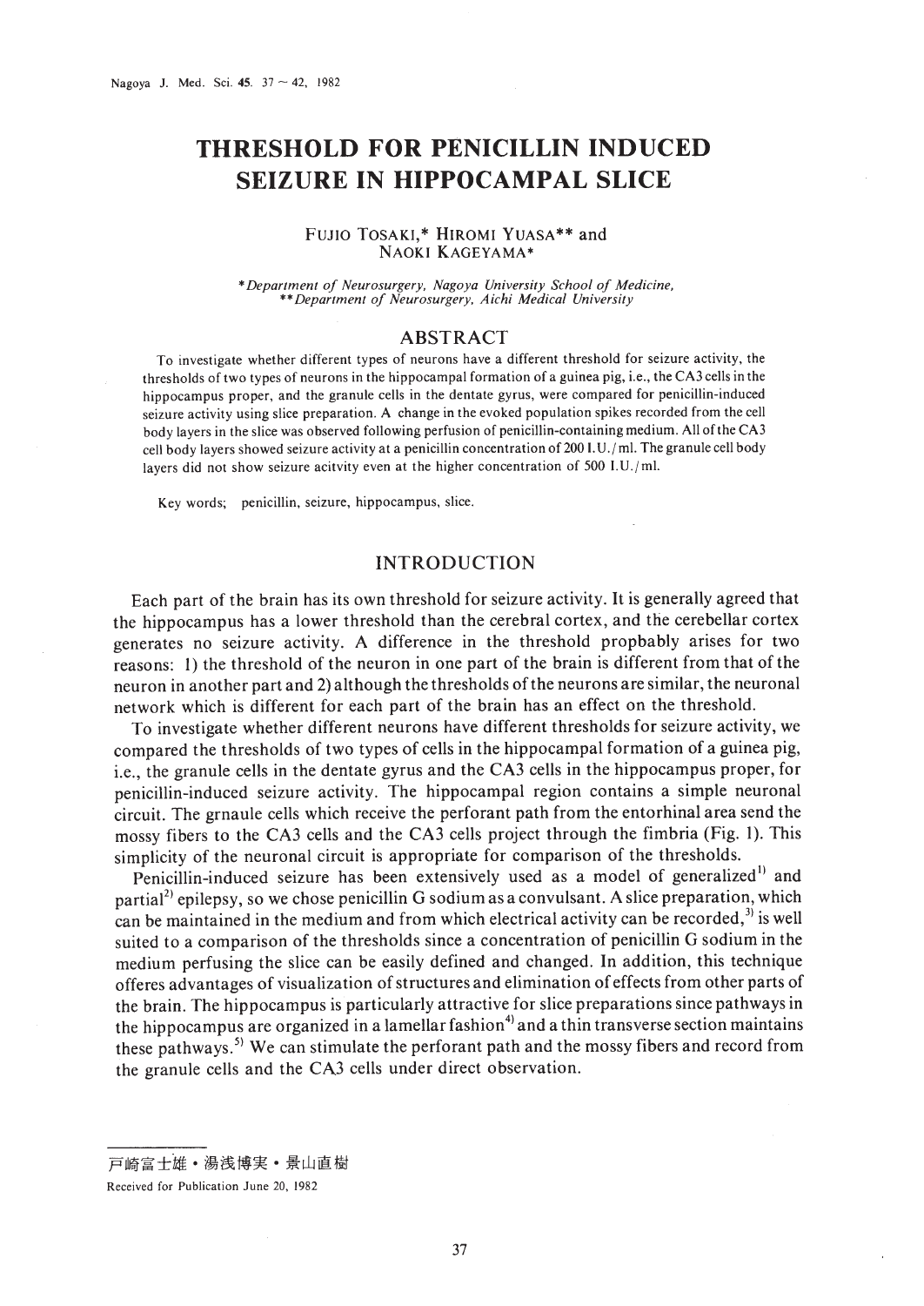# THRESHOLD FOR PENICILLIN INDUCED SEIZURE IN HIPPOCAMPAL SLICE

FUJIO TOSAKI,* HIROMI YUASA** and NAOKI KAGEYAMA*

*\*Department of Neurosurgery, Nagoya University School of Medicine,*
*\*\*Department of Neurosurgery, Aichi Medical University*

## ABSTRACT

To investigate whether different types of neurons have a different threshold for seizure activity, the thresholds of two types of neurons in the hippocampal formation of a guinea pig, i.e., the CA3 cells in the hippocampus proper, and the granule cells in the dentate gyrus, were compared for penicillin-induced seizure activity using slice preparation. A change in the evoked population spikes recorded from the cell body layers in the slice was observed following perfusion of penicillin-containing medium. All of the CA3 cell body layers showed seizure activity at a penicillin concentration of 200 I.U./ml. The granule cell body layers did not show seizure acitvity even at the higher concentration of 500 I.U./ml.

Key words; penicillin, seizure, hippocampus, slice.

## INTRODUCTION

Each part of the brain has its own threshold for seizure activity. It is generally agreed that the hippocampus has a lower threshold than the cerebral cortex, and the cerebellar cortex generates no seizure activity. A difference in the threshold propbably arises for two reasons: 1) the threshold of the neuron in one part of the brain is different from that of the neuron in another part and 2) although the thresholds of the neurons are similar, the neuronal network which is different for each part of the brain has an effect on the threshold.

To investigate whether different neurons have different thresholds for seizure activity, we compared the thresholds of two types of cells in the hippocampal formation of a guinea pig, i.e., the granule cells in the dentate gyrus and the CA3 cells in the hippocampus proper, for penicillin-induced seizure activity. The hippocampal region contains a simple neuronal circuit. The grnaule cells which receive the perforant path from the entorhinal area send the mossy fibers to the CA3 cells and the CA3 cells project through the fimbria (Fig. 1). This simplicity of the neuronal circuit is appropriate for comparison of the thresholds.

Penicillin-induced seizure has been extensively used as a model of generalized[1] and partial[2] epilepsy, so we chose penicillin G sodium as a convulsant. A slice preparation, which can be maintained in the medium and from which electrical activity can be recorded,[3] is well suited to a comparison of the thresholds since a concentration of penicillin G sodium in the medium perfusing the slice can be easily defined and changed. In addition, this technique offeres advantages of visualization of structures and elimination of effects from other parts of the brain. The hippocampus is particularly attractive for slice preparations since pathways in the hippocampus are organized in a lamellar fashion[4] and a thin transverse section maintains these pathways.[5] We can stimulate the perforant path and the mossy fibers and record from the granule cells and the CA3 cells under direct observation.

---

戸崎富士雄・湯浅博実・景山直樹

Received for Publication June 20, 1982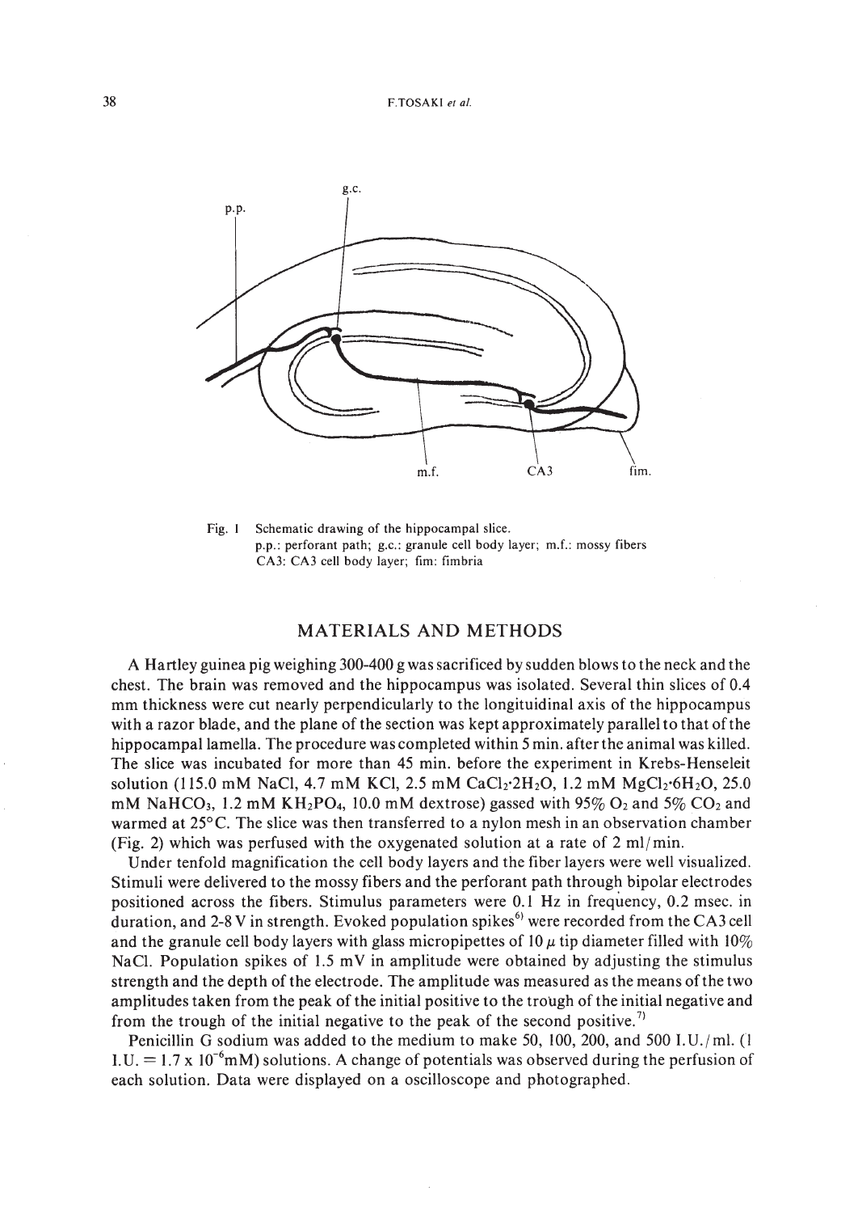Fig. 1 Schematic drawing of the hippocampal slice.
p.p.: perforant path; g.c.: granule cell body layer; m.f.: mossy fibers
CA3: CA3 cell body layer; fim: fimbria

## MATERIALS AND METHODS

A Hartley guinea pig weighing 300-400 g was sacrificed by sudden blows to the neck and the chest. The brain was removed and the hippocampus was isolated. Several thin slices of 0.4 mm thickness were cut nearly perpendicularly to the longituidinal axis of the hippocampus with a razor blade, and the plane of the section was kept approximately parallel to that of the hippocampal lamella. The procedure was completed within 5 min. after the animal was killed. The slice was incubated for more than 45 min. before the experiment in Krebs-Henseleit solution (115.0 mM NaCl, 4.7 mM KCl, 2.5 mM $CaCl_2 \cdot 2H_2O$, 1.2 mM $MgCl_2 \cdot 6H_2O$, 25.0 mM $NaHCO_3$, 1.2 mM $KH_2PO_4$, 10.0 mM dextrose) gassed with 95% $O_2$ and 5% $CO_2$ and warmed at 25°C. The slice was then transferred to a nylon mesh in an observation chamber (Fig. 2) which was perfused with the oxygenated solution at a rate of 2 ml/min.

Under tenfold magnification the cell body layers and the fiber layers were well visualized. Stimuli were delivered to the mossy fibers and the perforant path through bipolar electrodes positioned across the fibers. Stimulus parameters were 0.1 Hz in frequency, 0.2 msec. in duration, and 2-8 V in strength. Evoked population spikes[6] were recorded from the CA3 cell and the granule cell body layers with glass micropipettes of 10 $\mu$ tip diameter filled with 10% NaCl. Population spikes of 1.5 mV in amplitude were obtained by adjusting the stimulus strength and the depth of the electrode. The amplitude was measured as the means of the two amplitudes taken from the peak of the initial positive to the trough of the initial negative and from the trough of the initial negative to the peak of the second positive.[7]

Penicillin G sodium was added to the medium to make 50, 100, 200, and 500 I.U./ml. (1 I.U. = $1.7 \times 10^{-6}$mM) solutions. A change of potentials was observed during the perfusion of each solution. Data were displayed on a oscilloscope and photographed.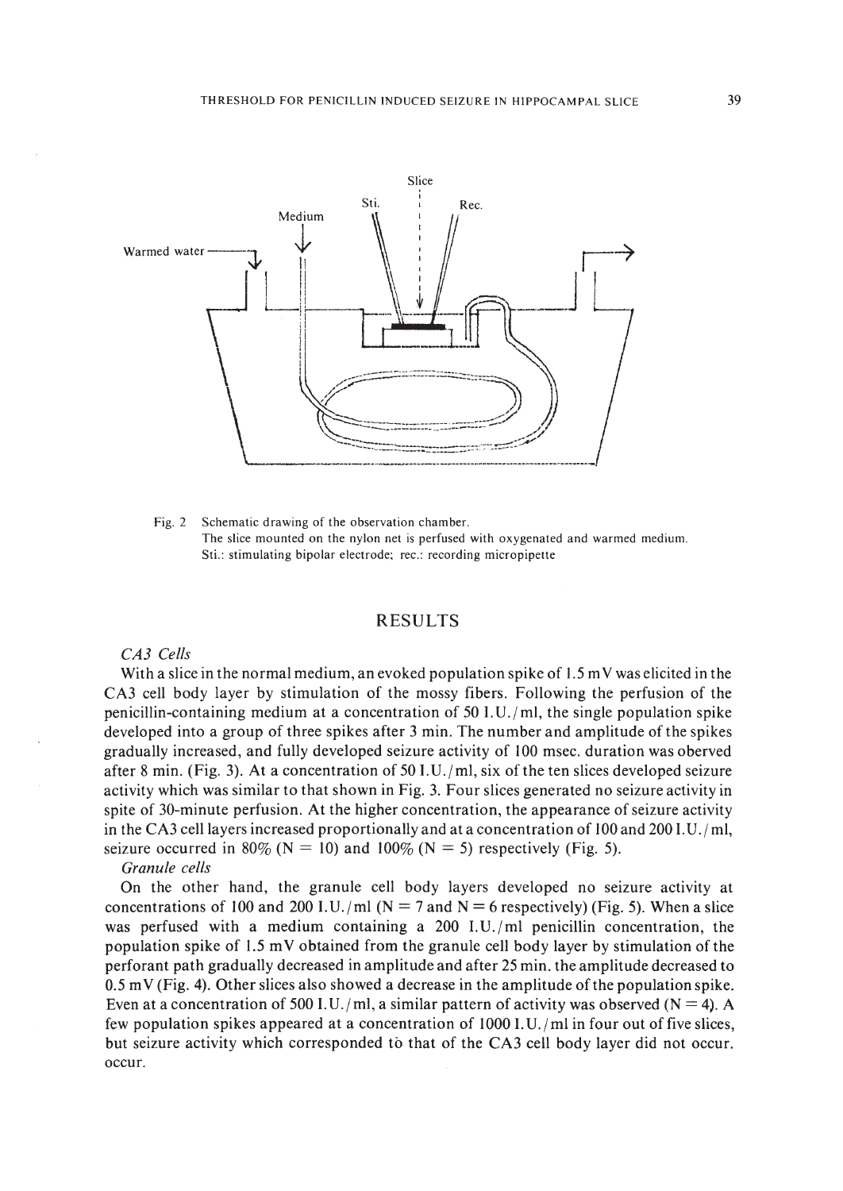Fig. 2 Schematic drawing of the observation chamber.
The slice mounted on the nylon net is perfused with oxygenated and warmed medium.
Sti.: stimulating bipolar electrode; rec.: recording micropipette

## RESULTS

*CA3 Cells*

With a slice in the normal medium, an evoked population spike of 1.5 mV was elicited in the CA3 cell body layer by stimulation of the mossy fibers. Following the perfusion of the penicillin-containing medium at a concentration of 50 I.U./ml, the single population spike developed into a group of three spikes after 3 min. The number and amplitude of the spikes gradually increased, and fully developed seizure activity of 100 msec. duration was oberved after 8 min. (Fig. 3). At a concentration of 50 I.U./ml, six of the ten slices developed seizure activity which was similar to that shown in Fig. 3. Four slices generated no seizure activity in spite of 30-minute perfusion. At the higher concentration, the appearance of seizure activity in the CA3 cell layers increased proportionally and at a concentration of 100 and 200 I.U./ml, seizure occurred in 80% (N = 10) and 100% (N = 5) respectively (Fig. 5).

*Granule cells*

On the other hand, the granule cell body layers developed no seizure activity at concentrations of 100 and 200 I.U./ml (N = 7 and N = 6 respectively) (Fig. 5). When a slice was perfused with a medium containing a 200 I.U./ml penicillin concentration, the population spike of 1.5 mV obtained from the granule cell body layer by stimulation of the perforant path gradually decreased in amplitude and after 25 min. the amplitude decreased to 0.5 mV (Fig. 4). Other slices also showed a decrease in the amplitude of the population spike. Even at a concentration of 500 I.U./ml, a similar pattern of activity was observed (N = 4). A few population spikes appeared at a concentration of 1000 I.U./ml in four out of five slices, but seizure activity which corresponded tò that of the CA3 cell body layer did not occur. occur.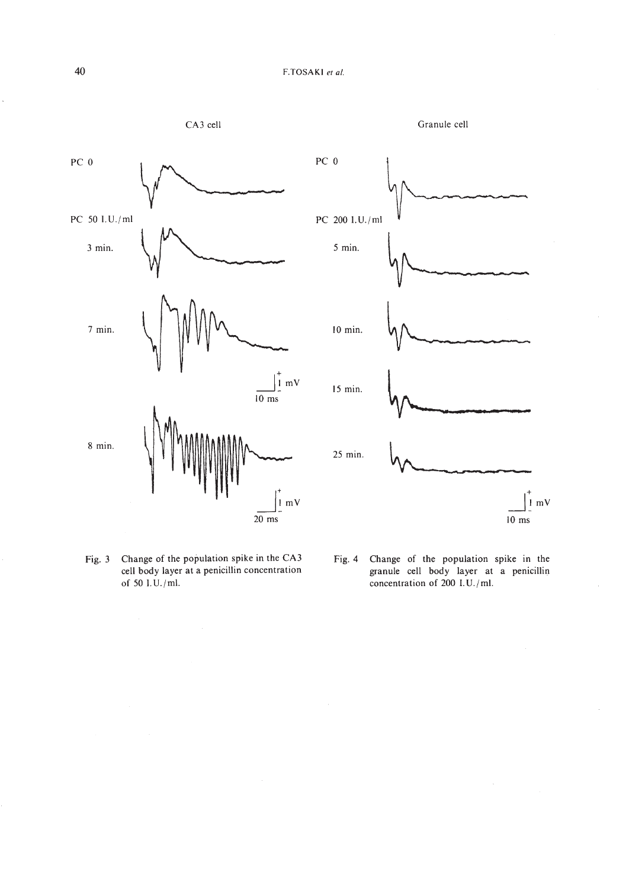Fig. 3 Change of the population spike in the CA3 cell body layer at a penicillin concentration of 50 I.U./ml.

Fig. 4 Change of the population spike in the granule cell body layer at a penicillin concentration of 200 I.U./ml.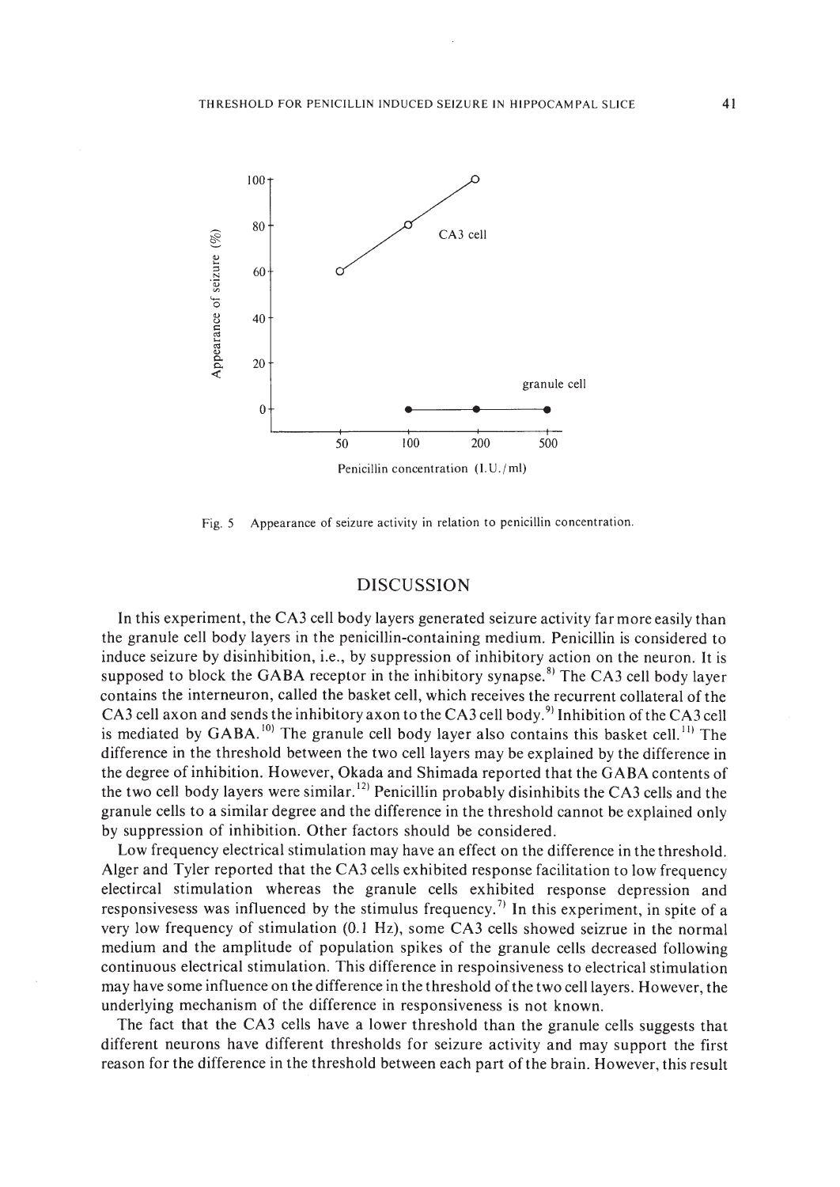Fig. 5 Appearance of seizure activity in relation to penicillin concentration.

## DISCUSSION

In this experiment, the CA3 cell body layers generated seizure activity far more easily than the granule cell body layers in the penicillin-containing medium. Penicillin is considered to induce seizure by disinhibition, i.e., by suppression of inhibitory action on the neuron. It is supposed to block the GABA receptor in the inhibitory synapse.[8] The CA3 cell body layer contains the interneuron, called the basket cell, which receives the recurrent collateral of the CA3 cell axon and sends the inhibitory axon to the CA3 cell body.[9] Inhibition of the CA3 cell is mediated by GABA.[10] The granule cell body layer also contains this basket cell.[11] The difference in the threshold between the two cell layers may be explained by the difference in the degree of inhibition. However, Okada and Shimada reported that the GABA contents of the two cell body layers were similar.[12] Penicillin probably disinhibits the CA3 cells and the granule cells to a similar degree and the difference in the threshold cannot be explained only by suppression of inhibition. Other factors should be considered.

Low frequency electrical stimulation may have an effect on the difference in the threshold. Alger and Tyler reported that the CA3 cells exhibited response facilitation to low frequency electircal stimulation whereas the granule cells exhibited response depression and responsivesess was influenced by the stimulus frequency.[7] In this experiment, in spite of a very low frequency of stimulation (0.1 Hz), some CA3 cells showed seizrue in the normal medium and the amplitude of population spikes of the granule cells decreased following continuous electrical stimulation. This difference in respoinsiveness to electrical stimulation may have some influence on the difference in the threshold of the two cell layers. However, the underlying mechanism of the difference in responsiveness is not known.

The fact that the CA3 cells have a lower threshold than the granule cells suggests that different neurons have different thresholds for seizure activity and may support the first reason for the difference in the threshold between each part of the brain. However, this result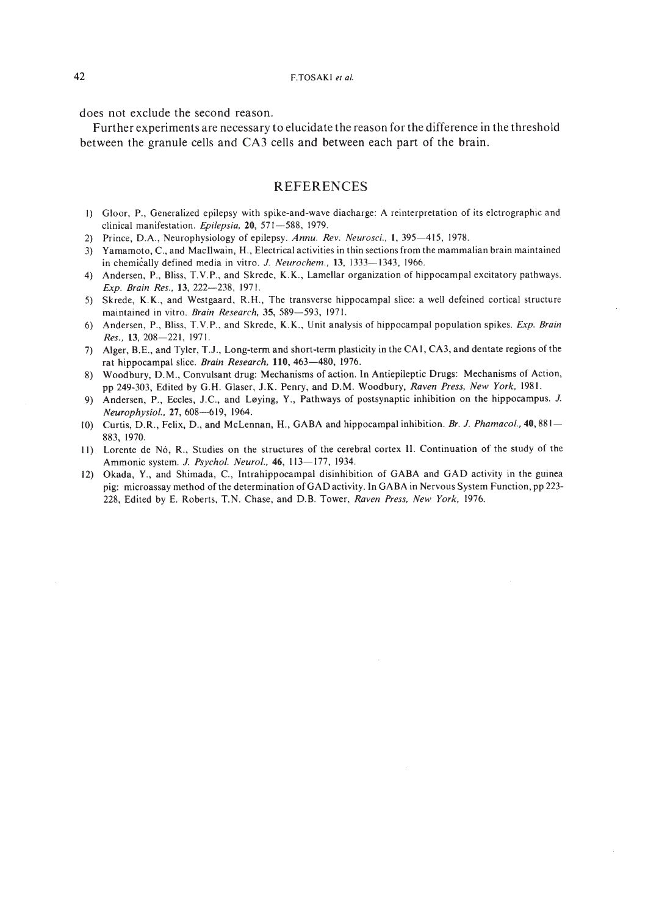does not exclude the second reason.

Further experiments are necessary to elucidate the reason for the difference in the threshold between the granule cells and CA3 cells and between each part of the brain.

## REFERENCES

1) Gloor, P., Generalized epilepsy with spike-and-wave diacharge: A reinterpretation of its elctrographic and clinical manifestation. *Epilepsia*, **20**, 571—588, 1979.
2) Prince, D.A., Neurophysiology of epilepsy. *Annu. Rev. Neurosci.*, **1**, 395—415, 1978.
3) Yamamoto, C., and MacIlwain, H., Electrical activities in thin sections from the mammalian brain maintained in chemically defined media in vitro. *J. Neurochem.*, **13**, 1333—1343, 1966.
4) Andersen, P., Bliss, T.V.P., and Skrede, K.K., Lamellar organization of hippocampal excitatory pathways. *Exp. Brain Res.*, **13**, 222—238, 1971.
5) Skrede, K.K., and Westgaard, R.H., The transverse hippocampal slice: a well defeined cortical structure maintained in vitro. *Brain Research*, **35**, 589—593, 1971.
6) Andersen, P., Bliss, T.V.P., and Skrede, K.K., Unit analysis of hippocampal population spikes. *Exp. Brain Res.*, **13**, 208—221, 1971.
7) Alger, B.E., and Tyler, T.J., Long-term and short-term plasticity in the CA1, CA3, and dentate regions of the rat hippocampal slice. *Brain Research*, **110**, 463—480, 1976.
8) Woodbury, D.M., Convulsant drug: Mechanisms of action. In Antiepileptic Drugs: Mechanisms of Action, pp 249-303, Edited by G.H. Glaser, J.K. Penry, and D.M. Woodbury, *Raven Press, New York*, 1981.
9) Andersen, P., Eccles, J.C., and Løying, Y., Pathways of postsynaptic inhibition on the hippocampus. *J. Neurophysiol.*, **27**, 608—619, 1964.
10) Curtis, D.R., Felix, D., and McLennan, H., GABA and hippocampal inhibition. *Br. J. Phamacol.*, **40**, 881—883, 1970.
11) Lorente de Nó, R., Studies on the structures of the cerebral cortex II. Continuation of the study of the Ammonic system. *J. Psychol. Neurol.*, **46**, 113—177, 1934.
12) Okada, Y., and Shimada, C., Intrahippocampal disinhibition of GABA and GAD activity in the guinea pig: microassay method of the determination of GAD activity. In GABA in Nervous System Function, pp 223-228, Edited by E. Roberts, T.N. Chase, and D.B. Tower, *Raven Press, New York*, 1976.